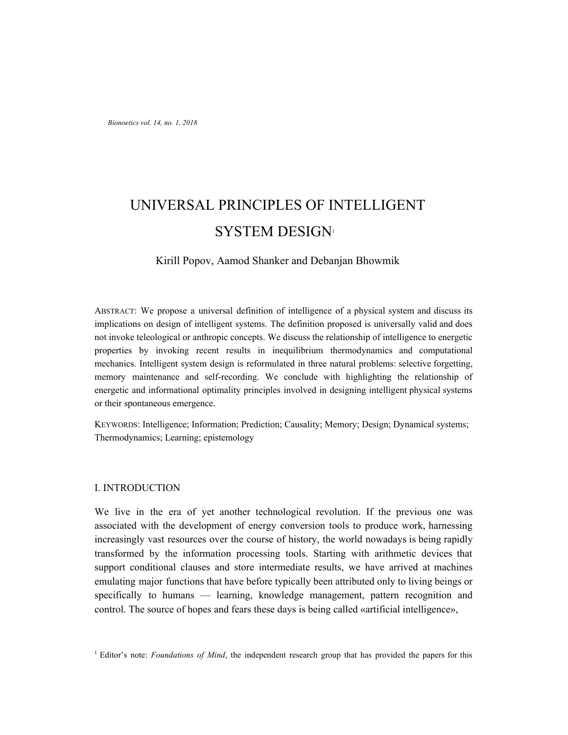*Bionoetics vol. 14, no. 1, 2018*

# UNIVERSAL PRINCIPLES OF INTELLIGENT SYSTEM DESIGN[1]

Kirill Popov, Aamod Shanker and Debanjan Bhowmik

ABSTRACT: We propose a universal definition of intelligence of a physical system and discuss its implications on design of intelligent systems. The definition proposed is universally valid and does not invoke teleological or anthropic concepts. We discuss the relationship of intelligence to energetic properties by invoking recent results in inequilibrium thermodynamics and computational mechanics. Intelligent system design is reformulated in three natural problems: selective forgetting, memory maintenance and self-recording. We conclude with highlighting the relationship of energetic and informational optimality principles involved in designing intelligent physical systems or their spontaneous emergence.

KEYWORDS: Intelligence; Information; Prediction; Causality; Memory; Design; Dynamical systems; Thermodynamics; Learning; epistemology

## I. INTRODUCTION

We live in the era of yet another technological revolution. If the previous one was associated with the development of energy conversion tools to produce work, harnessing increasingly vast resources over the course of history, the world nowadays is being rapidly transformed by the information processing tools. Starting with arithmetic devices that support conditional clauses and store intermediate results, we have arrived at machines emulating major functions that have before typically been attributed only to living beings or specifically to humans — learning, knowledge management, pattern recognition and control. The source of hopes and fears these days is being called «artificial intelligence»,

[1] Editor's note: *Foundations of Mind*, the independent research group that has provided the papers for this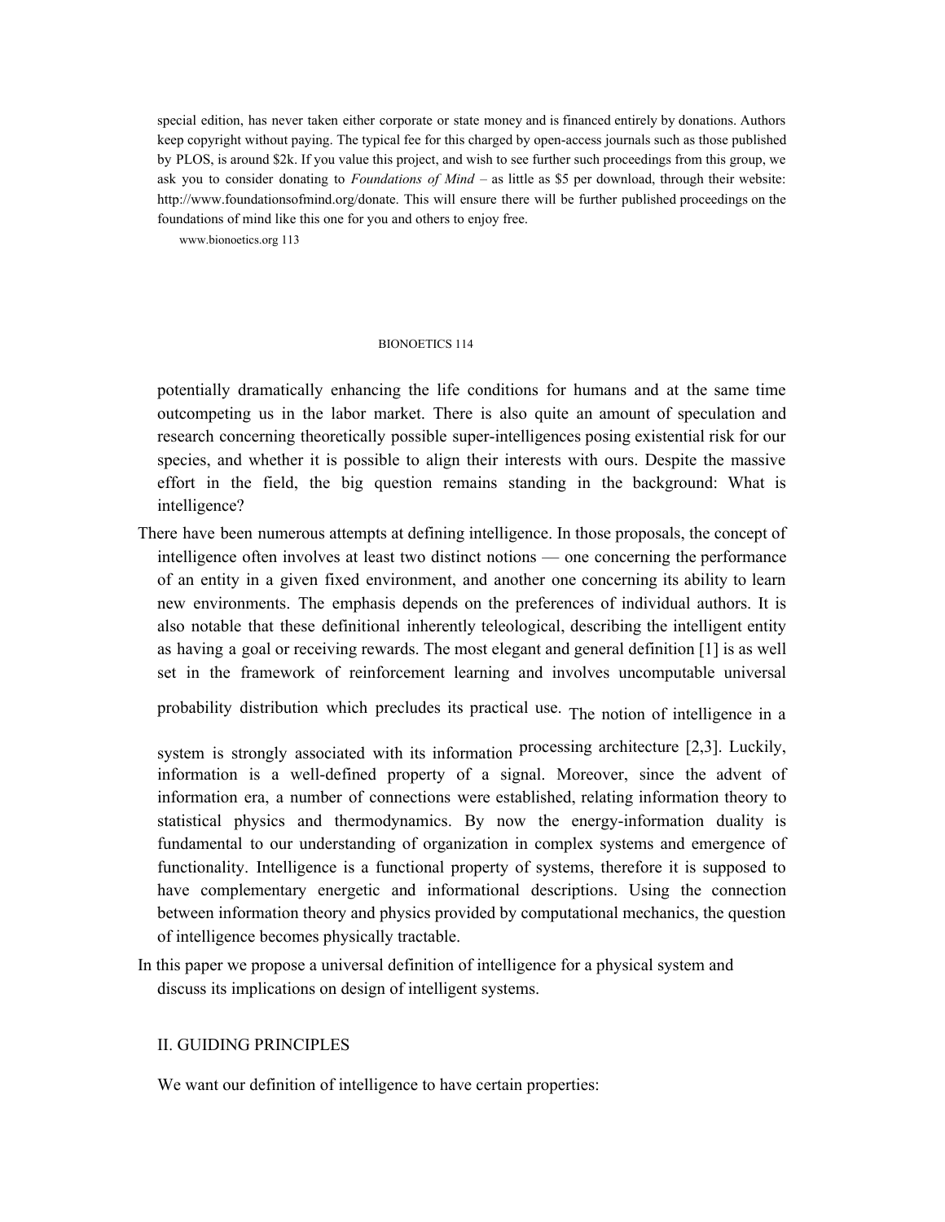special edition, has never taken either corporate or state money and is financed entirely by donations. Authors keep copyright without paying. The typical fee for this charged by open-access journals such as those published by PLOS, is around $2k. If you value this project, and wish to see further such proceedings from this group, we ask you to consider donating to *Foundations of Mind* – as little as $5 per download, through their website: http://www.foundationsofmind.org/donate. This will ensure there will be further published proceedings on the foundations of mind like this one for you and others to enjoy free.

potentially dramatically enhancing the life conditions for humans and at the same time outcompeting us in the labor market. There is also quite an amount of speculation and research concerning theoretically possible super-intelligences posing existential risk for our species, and whether it is possible to align their interests with ours. Despite the massive effort in the field, the big question remains standing in the background: What is intelligence?

There have been numerous attempts at defining intelligence. In those proposals, the concept of intelligence often involves at least two distinct notions — one concerning the performance of an entity in a given fixed environment, and another one concerning its ability to learn new environments. The emphasis depends on the preferences of individual authors. It is also notable that these definitional inherently teleological, describing the intelligent entity as having a goal or receiving rewards. The most elegant and general definition [1] is as well set in the framework of reinforcement learning and involves uncomputable universal probability distribution which precludes its practical use. The notion of intelligence in a system is strongly associated with its information processing architecture [2,3]. Luckily, information is a well-defined property of a signal. Moreover, since the advent of information era, a number of connections were established, relating information theory to statistical physics and thermodynamics. By now the energy-information duality is fundamental to our understanding of organization in complex systems and emergence of functionality. Intelligence is a functional property of systems, therefore it is supposed to have complementary energetic and informational descriptions. Using the connection between information theory and physics provided by computational mechanics, the question of intelligence becomes physically tractable.

In this paper we propose a universal definition of intelligence for a physical system and discuss its implications on design of intelligent systems.

## II. GUIDING PRINCIPLES

We want our definition of intelligence to have certain properties: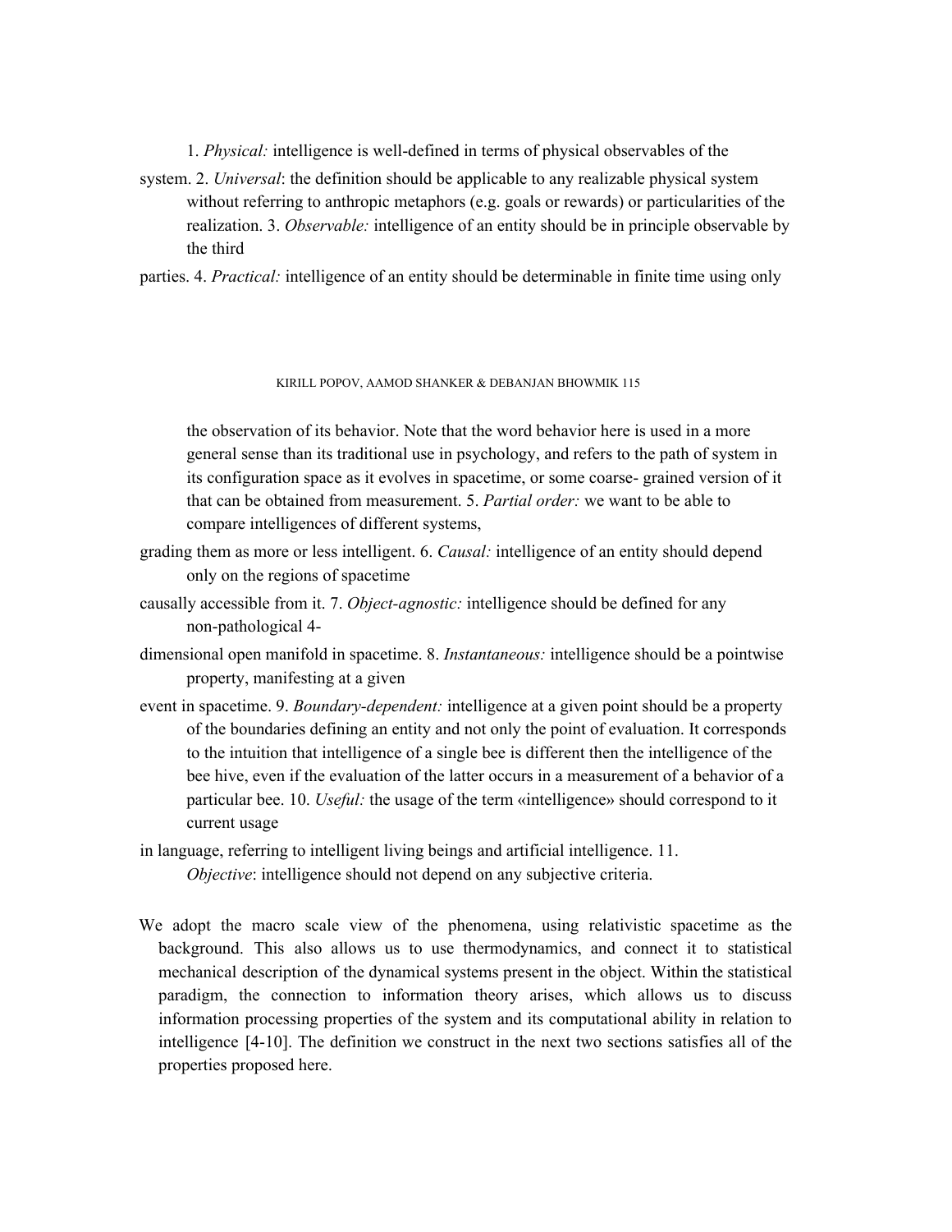1. *Physical:* intelligence is well-defined in terms of physical observables of the system.
2. *Universal*: the definition should be applicable to any realizable physical system without referring to anthropic metaphors (e.g. goals or rewards) or particularities of the realization.
3. *Observable:* intelligence of an entity should be in principle observable by the third parties.
4. *Practical:* intelligence of an entity should be determinable in finite time using only the observation of its behavior. Note that the word behavior here is used in a more general sense than its traditional use in psychology, and refers to the path of system in its configuration space as it evolves in spacetime, or some coarse- grained version of it that can be obtained from measurement.
5. *Partial order:* we want to be able to compare intelligences of different systems, grading them as more or less intelligent.
6. *Causal:* intelligence of an entity should depend only on the regions of spacetime causally accessible from it.
7. *Object-agnostic:* intelligence should be defined for any non-pathological 4-dimensional open manifold in spacetime.
8. *Instantaneous:* intelligence should be a pointwise property, manifesting at a given event in spacetime.
9. *Boundary-dependent:* intelligence at a given point should be a property of the boundaries defining an entity and not only the point of evaluation. It corresponds to the intuition that intelligence of a single bee is different then the intelligence of the bee hive, even if the evaluation of the latter occurs in a measurement of a behavior of a particular bee.
10. *Useful:* the usage of the term «intelligence» should correspond to it current usage in language, referring to intelligent living beings and artificial intelligence.
11. *Objective*: intelligence should not depend on any subjective criteria.

We adopt the macro scale view of the phenomena, using relativistic spacetime as the background. This also allows us to use thermodynamics, and connect it to statistical mechanical description of the dynamical systems present in the object. Within the statistical paradigm, the connection to information theory arises, which allows us to discuss information processing properties of the system and its computational ability in relation to intelligence [4-10]. The definition we construct in the next two sections satisfies all of the properties proposed here.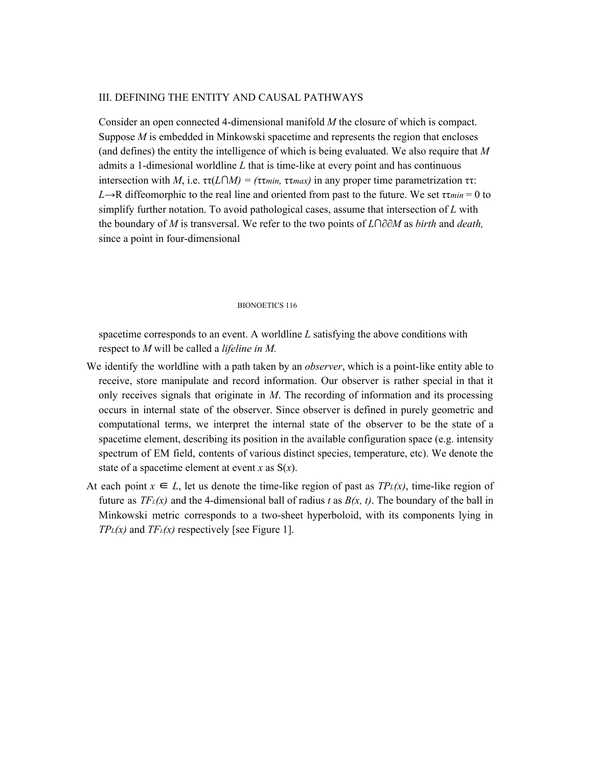## III. DEFINING THE ENTITY AND CAUSAL PATHWAYS

Consider an open connected 4-dimensional manifold *M* the closure of which is compact. Suppose *M* is embedded in Minkowski spacetime and represents the region that encloses (and defines) the entity the intelligence of which is being evaluated. We also require that *M* admits a 1-dimesional worldline *L* that is time-like at every point and has continuous intersection with *M*, i.e. $\tau\tau(L \cap M) = (\tau\tau_{min}, \tau\tau_{max})$ in any proper time parametrization $\tau\tau$: $L \rightarrow R$ diffeomorphic to the real line and oriented from past to the future. We set $\tau\tau_{min} = 0$ to simplify further notation. To avoid pathological cases, assume that intersection of *L* with the boundary of *M* is transversal. We refer to the two points of $L \cap \partial\partial M$ as *birth* and *death,* since a point in four-dimensional spacetime corresponds to an event. A worldline *L* satisfying the above conditions with respect to *M* will be called a *lifeline in M.*

We identify the worldline with a path taken by an *observer*, which is a point-like entity able to receive, store manipulate and record information. Our observer is rather special in that it only receives signals that originate in *M*. The recording of information and its processing occurs in internal state of the observer. Since observer is defined in purely geometric and computational terms, we interpret the internal state of the observer to be the state of a spacetime element, describing its position in the available configuration space (e.g. intensity spectrum of EM field, contents of various distinct species, temperature, etc). We denote the state of a spacetime element at event *x* as S(*x*).

At each point $x \in L$, let us denote the time-like region of past as $TP_L(x)$, time-like region of future as $TF_L(x)$ and the 4-dimensional ball of radius *t* as $B(x, t)$. The boundary of the ball in Minkowski metric corresponds to a two-sheet hyperboloid, with its components lying in $TP_L(x)$ and $TF_L(x)$ respectively [see Figure 1].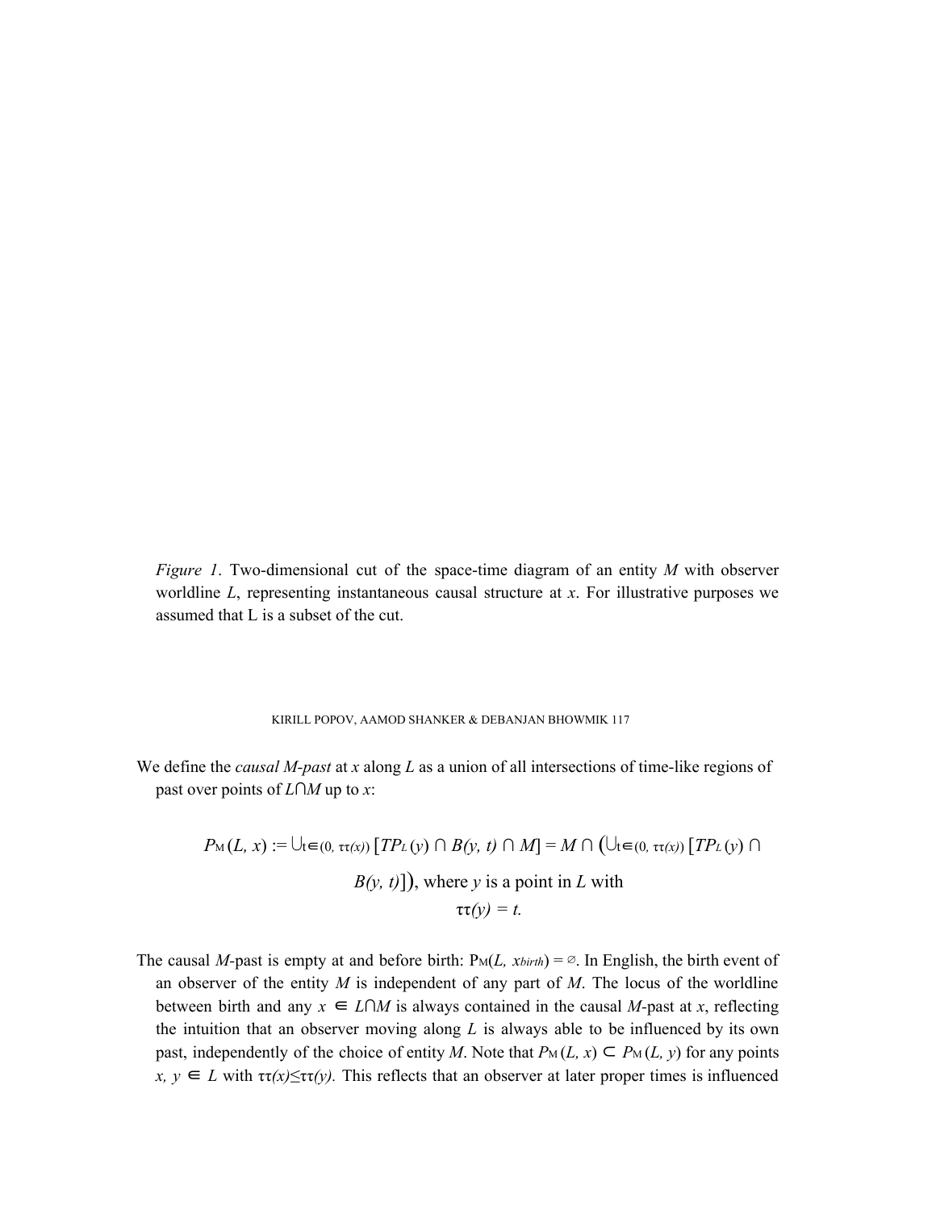*Figure 1*. Two-dimensional cut of the space-time diagram of an entity $M$ with observer worldline $L$, representing instantaneous causal structure at $x$. For illustrative purposes we assumed that L is a subset of the cut.

We define the *causal M-past* at $x$ along $L$ as a union of all intersections of time-like regions of past over points of $L \cap M$ up to $x$:

$$P_M(L, x) := \bigcup_{t \in (0,\, \tau\tau(x))} [TP_L(y) \cap B(y, t) \cap M] = M \cap \left( \bigcup_{t \in (0,\, \tau\tau(x))} [TP_L(y) \cap B(y, t)] \right), \text{ where } y \text{ is a point in } L \text{ with } \tau\tau(y) = t.$$

The causal $M$-past is empty at and before birth: $P_M(L, x_{birth}) = \varnothing$. In English, the birth event of an observer of the entity $M$ is independent of any part of $M$. The locus of the worldline between birth and any $x \in L \cap M$ is always contained in the causal $M$-past at $x$, reflecting the intuition that an observer moving along $L$ is always able to be influenced by its own past, independently of the choice of entity $M$. Note that $P_M(L, x) \subset P_M(L, y)$ for any points $x, y \in L$ with $\tau\tau(x) \leq \tau\tau(y)$. This reflects that an observer at later proper times is influenced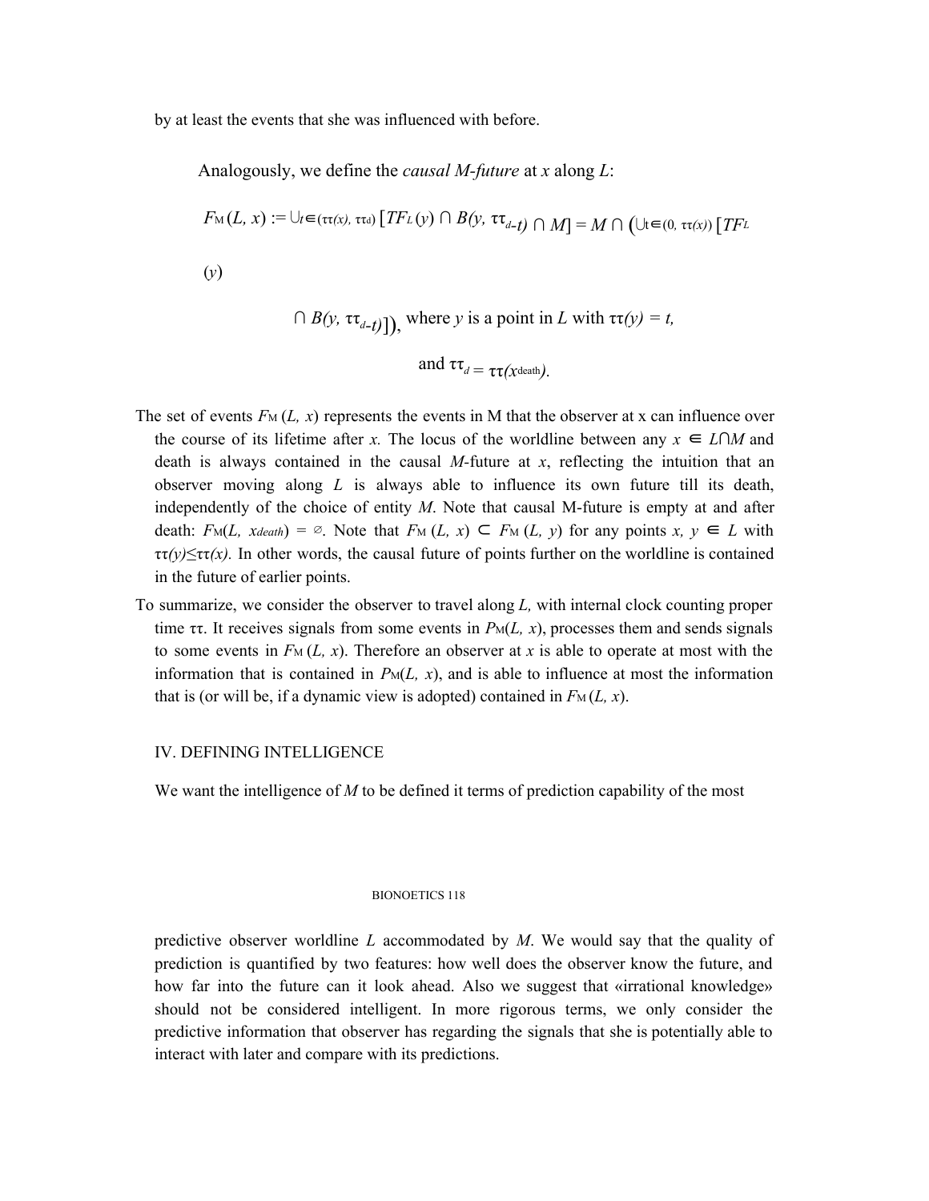by at least the events that she was influenced with before.

Analogously, we define the *causal M-future* at $x$ along $L$:

$$F_M(L, x) := \cup_{t \in (\tau\tau(x),\, \tau\tau_d)} \left[TF_L(y) \cap B(y, \tau\tau_d - t) \cap M\right] = M \cap \left(\cup_{t \in (0,\, \tau\tau(x))} \left[TF_L(y) \cap B(y, \tau\tau_d - t)\right]\right),$$

where $y$ is a point in $L$ with $\tau\tau(y) = t$, and $\tau\tau_d = \tau\tau(x_{\text{death}})$.

The set of events $F_M(L, x)$ represents the events in M that the observer at x can influence over the course of its lifetime after $x$. The locus of the worldline between any $x \in L \cap M$ and death is always contained in the causal $M$-future at $x$, reflecting the intuition that an observer moving along $L$ is always able to influence its own future till its death, independently of the choice of entity $M$. Note that causal M-future is empty at and after death: $F_M(L, x_{death}) = \varnothing$. Note that $F_M(L, x) \subset F_M(L, y)$ for any points $x, y \in L$ with $\tau\tau(y) \leq \tau\tau(x)$. In other words, the causal future of points further on the worldline is contained in the future of earlier points.

To summarize, we consider the observer to travel along $L$, with internal clock counting proper time $\tau\tau$. It receives signals from some events in $P_M(L, x)$, processes them and sends signals to some events in $F_M(L, x)$. Therefore an observer at $x$ is able to operate at most with the information that is contained in $P_M(L, x)$, and is able to influence at most the information that is (or will be, if a dynamic view is adopted) contained in $F_M(L, x)$.

## IV. DEFINING INTELLIGENCE

We want the intelligence of $M$ to be defined it terms of prediction capability of the most predictive observer worldline $L$ accommodated by $M$. We would say that the quality of prediction is quantified by two features: how well does the observer know the future, and how far into the future can it look ahead. Also we suggest that «irrational knowledge» should not be considered intelligent. In more rigorous terms, we only consider the predictive information that observer has regarding the signals that she is potentially able to interact with later and compare with its predictions.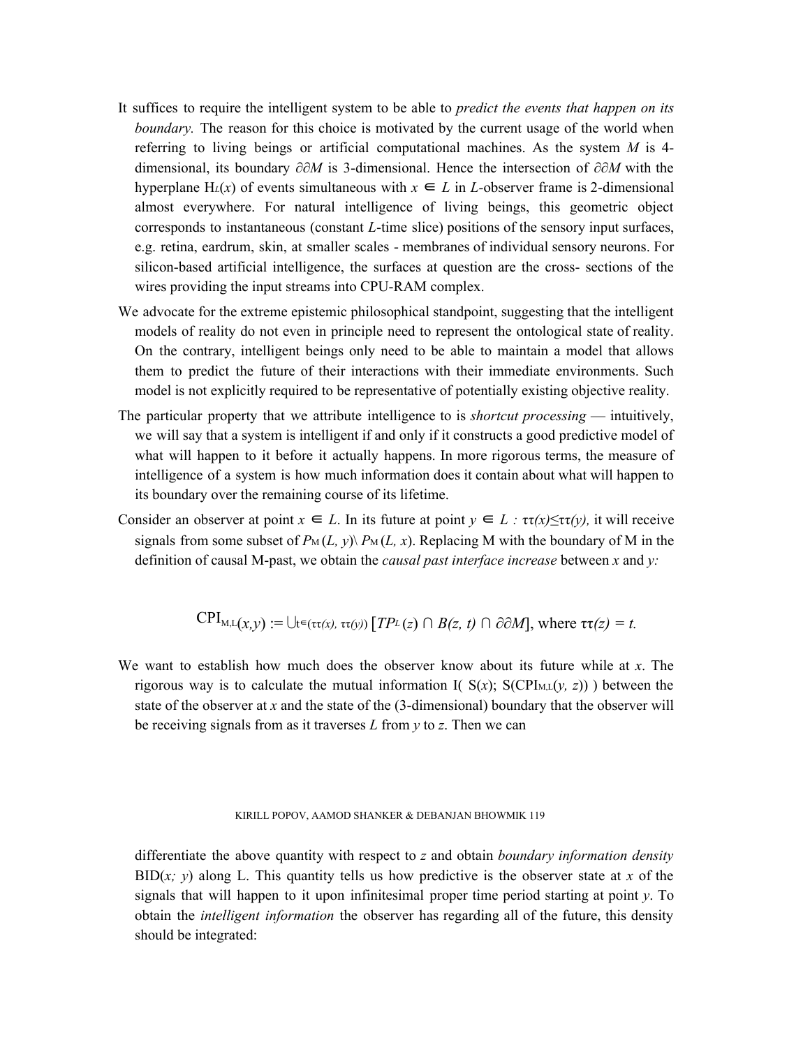It suffices to require the intelligent system to be able to *predict the events that happen on its boundary.* The reason for this choice is motivated by the current usage of the world when referring to living beings or artificial computational machines. As the system $M$ is 4-dimensional, its boundary $\partial\partial M$ is 3-dimensional. Hence the intersection of $\partial\partial M$ with the hyperplane $H_L(x)$ of events simultaneous with $x \in L$ in $L$-observer frame is 2-dimensional almost everywhere. For natural intelligence of living beings, this geometric object corresponds to instantaneous (constant $L$-time slice) positions of the sensory input surfaces, e.g. retina, eardrum, skin, at smaller scales - membranes of individual sensory neurons. For silicon-based artificial intelligence, the surfaces at question are the cross- sections of the wires providing the input streams into CPU-RAM complex.

We advocate for the extreme epistemic philosophical standpoint, suggesting that the intelligent models of reality do not even in principle need to represent the ontological state of reality. On the contrary, intelligent beings only need to be able to maintain a model that allows them to predict the future of their interactions with their immediate environments. Such model is not explicitly required to be representative of potentially existing objective reality.

The particular property that we attribute intelligence to is *shortcut processing* — intuitively, we will say that a system is intelligent if and only if it constructs a good predictive model of what will happen to it before it actually happens. In more rigorous terms, the measure of intelligence of a system is how much information does it contain about what will happen to its boundary over the remaining course of its lifetime.

Consider an observer at point $x \in L$. In its future at point $y \in L : \tau\tau(x) \leq \tau\tau(y)$, it will receive signals from some subset of $P_M(L, y) \setminus P_M(L, x)$. Replacing M with the boundary of M in the definition of causal M-past, we obtain the *causal past interface increase* between $x$ and $y$:

$$\mathrm{CPI}_{M,L}(x,y) := \bigcup_{t \in (\tau\tau(x),\, \tau\tau(y))} [TP^L(z) \cap B(z,t) \cap \partial\partial M], \text{ where } \tau\tau(z) = t.$$

We want to establish how much does the observer know about its future while at $x$. The rigorous way is to calculate the mutual information $I(\, S(x); S(\mathrm{CPI}_{M,L}(y, z))\,)$ between the state of the observer at $x$ and the state of the (3-dimensional) boundary that the observer will be receiving signals from as it traverses $L$ from $y$ to $z$. Then we can differentiate the above quantity with respect to $z$ and obtain *boundary information density* $\mathrm{BID}(x; y)$ along L. This quantity tells us how predictive is the observer state at $x$ of the signals that will happen to it upon infinitesimal proper time period starting at point $y$. To obtain the *intelligent information* the observer has regarding all of the future, this density should be integrated: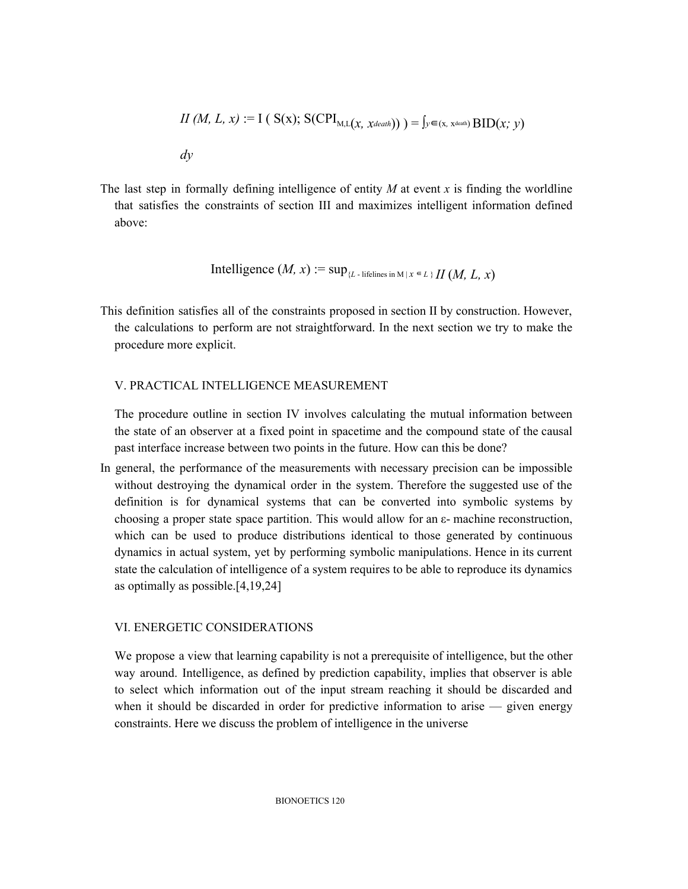$$II\,(M, L, x) := I\,(\,S(x);\, S(CPI_{M,L}(x,\, x_{death}))\,) = \int_{y \in (x,\, x_{death})} BID(x;\, y)\, dy$$

The last step in formally defining intelligence of entity *M* at event *x* is finding the worldline that satisfies the constraints of section III and maximizes intelligent information defined above:

$$\text{Intelligence}\,(M, x) := \sup_{\{L \text{ - lifelines in M} \mid x \in L\}} II\,(M, L, x)$$

This definition satisfies all of the constraints proposed in section II by construction. However, the calculations to perform are not straightforward. In the next section we try to make the procedure more explicit.

## V. PRACTICAL INTELLIGENCE MEASUREMENT

The procedure outline in section IV involves calculating the mutual information between the state of an observer at a fixed point in spacetime and the compound state of the causal past interface increase between two points in the future. How can this be done?

In general, the performance of the measurements with necessary precision can be impossible without destroying the dynamical order in the system. Therefore the suggested use of the definition is for dynamical systems that can be converted into symbolic systems by choosing a proper state space partition. This would allow for an ε- machine reconstruction, which can be used to produce distributions identical to those generated by continuous dynamics in actual system, yet by performing symbolic manipulations. Hence in its current state the calculation of intelligence of a system requires to be able to reproduce its dynamics as optimally as possible.[4,19,24]

## VI. ENERGETIC CONSIDERATIONS

We propose a view that learning capability is not a prerequisite of intelligence, but the other way around. Intelligence, as defined by prediction capability, implies that observer is able to select which information out of the input stream reaching it should be discarded and when it should be discarded in order for predictive information to arise — given energy constraints. Here we discuss the problem of intelligence in the universe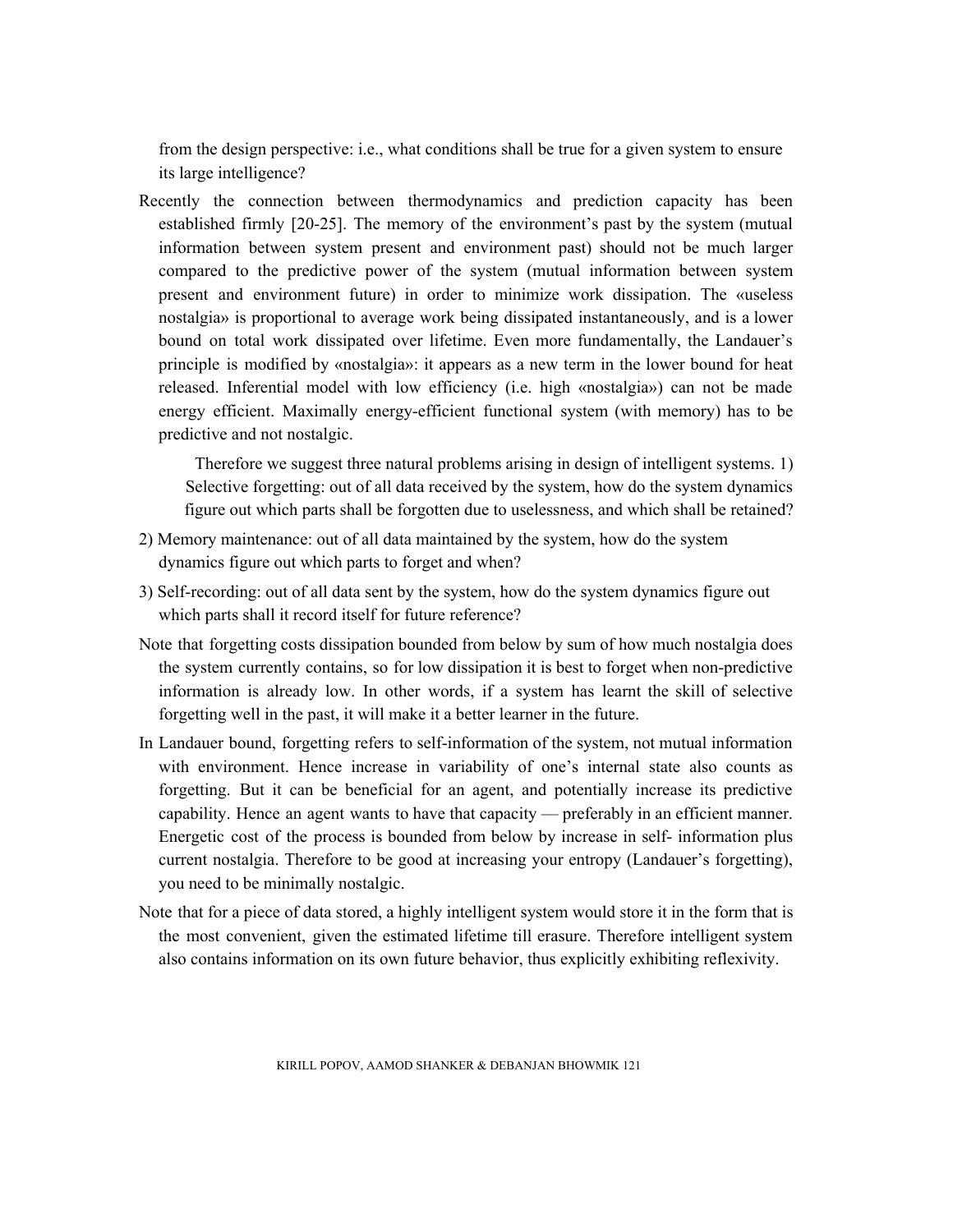from the design perspective: i.e., what conditions shall be true for a given system to ensure its large intelligence?

Recently the connection between thermodynamics and prediction capacity has been established firmly [20-25]. The memory of the environment's past by the system (mutual information between system present and environment past) should not be much larger compared to the predictive power of the system (mutual information between system present and environment future) in order to minimize work dissipation. The «useless nostalgia» is proportional to average work being dissipated instantaneously, and is a lower bound on total work dissipated over lifetime. Even more fundamentally, the Landauer's principle is modified by «nostalgia»: it appears as a new term in the lower bound for heat released. Inferential model with low efficiency (i.e. high «nostalgia») can not be made energy efficient. Maximally energy-efficient functional system (with memory) has to be predictive and not nostalgic.

Therefore we suggest three natural problems arising in design of intelligent systems. 1) Selective forgetting: out of all data received by the system, how do the system dynamics figure out which parts shall be forgotten due to uselessness, and which shall be retained?

2) Memory maintenance: out of all data maintained by the system, how do the system dynamics figure out which parts to forget and when?

3) Self-recording: out of all data sent by the system, how do the system dynamics figure out which parts shall it record itself for future reference?

Note that forgetting costs dissipation bounded from below by sum of how much nostalgia does the system currently contains, so for low dissipation it is best to forget when non-predictive information is already low. In other words, if a system has learnt the skill of selective forgetting well in the past, it will make it a better learner in the future.

In Landauer bound, forgetting refers to self-information of the system, not mutual information with environment. Hence increase in variability of one's internal state also counts as forgetting. But it can be beneficial for an agent, and potentially increase its predictive capability. Hence an agent wants to have that capacity — preferably in an efficient manner. Energetic cost of the process is bounded from below by increase in self- information plus current nostalgia. Therefore to be good at increasing your entropy (Landauer's forgetting), you need to be minimally nostalgic.

Note that for a piece of data stored, a highly intelligent system would store it in the form that is the most convenient, given the estimated lifetime till erasure. Therefore intelligent system also contains information on its own future behavior, thus explicitly exhibiting reflexivity.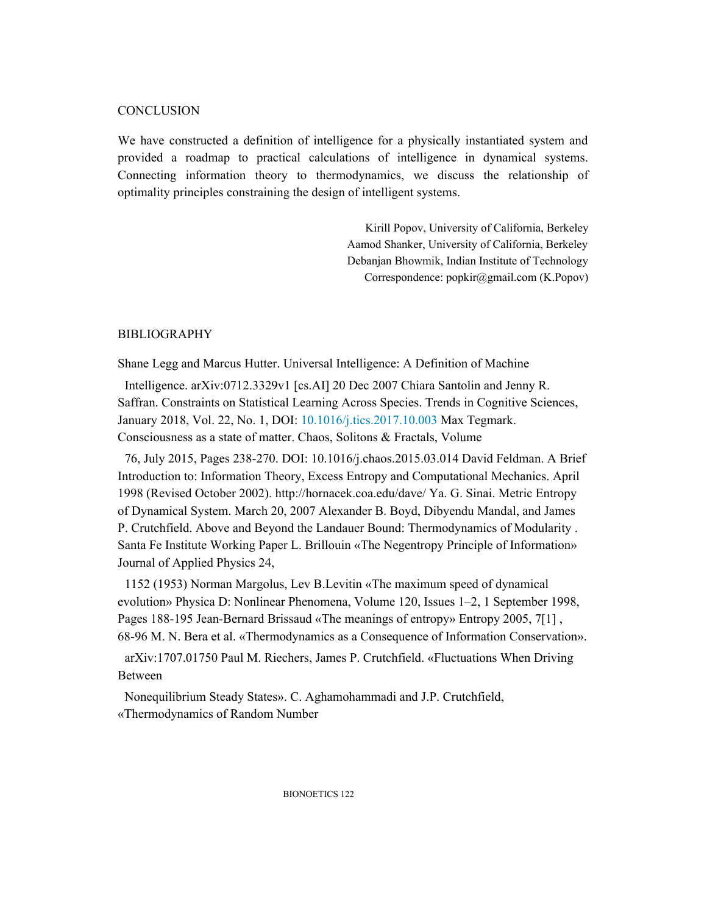## CONCLUSION

We have constructed a definition of intelligence for a physically instantiated system and provided a roadmap to practical calculations of intelligence in dynamical systems. Connecting information theory to thermodynamics, we discuss the relationship of optimality principles constraining the design of intelligent systems.

Kirill Popov, University of California, Berkeley
Aamod Shanker, University of California, Berkeley
Debanjan Bhowmik, Indian Institute of Technology
Correspondence: popkir@gmail.com (K.Popov)

## BIBLIOGRAPHY

Shane Legg and Marcus Hutter. Universal Intelligence: A Definition of Machine Intelligence. arXiv:0712.3329v1 [cs.AI] 20 Dec 2007 Chiara Santolin and Jenny R. Saffran. Constraints on Statistical Learning Across Species. Trends in Cognitive Sciences, January 2018, Vol. 22, No. 1, DOI: 10.1016/j.tics.2017.10.003 Max Tegmark. Consciousness as a state of matter. Chaos, Solitons & Fractals, Volume 76, July 2015, Pages 238-270. DOI: 10.1016/j.chaos.2015.03.014 David Feldman. A Brief Introduction to: Information Theory, Excess Entropy and Computational Mechanics. April 1998 (Revised October 2002). http://hornacek.coa.edu/dave/ Ya. G. Sinai. Metric Entropy of Dynamical System. March 20, 2007 Alexander B. Boyd, Dibyendu Mandal, and James P. Crutchfield. Above and Beyond the Landauer Bound: Thermodynamics of Modularity . Santa Fe Institute Working Paper L. Brillouin «The Negentropy Principle of Information» Journal of Applied Physics 24, 1152 (1953) Norman Margolus, Lev B.Levitin «The maximum speed of dynamical evolution» Physica D: Nonlinear Phenomena, Volume 120, Issues 1–2, 1 September 1998, Pages 188-195 Jean-Bernard Brissaud «The meanings of entropy» Entropy 2005, 7[1] , 68-96 M. N. Bera et al. «Thermodynamics as a Consequence of Information Conservation». arXiv:1707.01750 Paul M. Riechers, James P. Crutchfield. «Fluctuations When Driving Between Nonequilibrium Steady States». C. Aghamohammadi and J.P. Crutchfield, «Thermodynamics of Random Number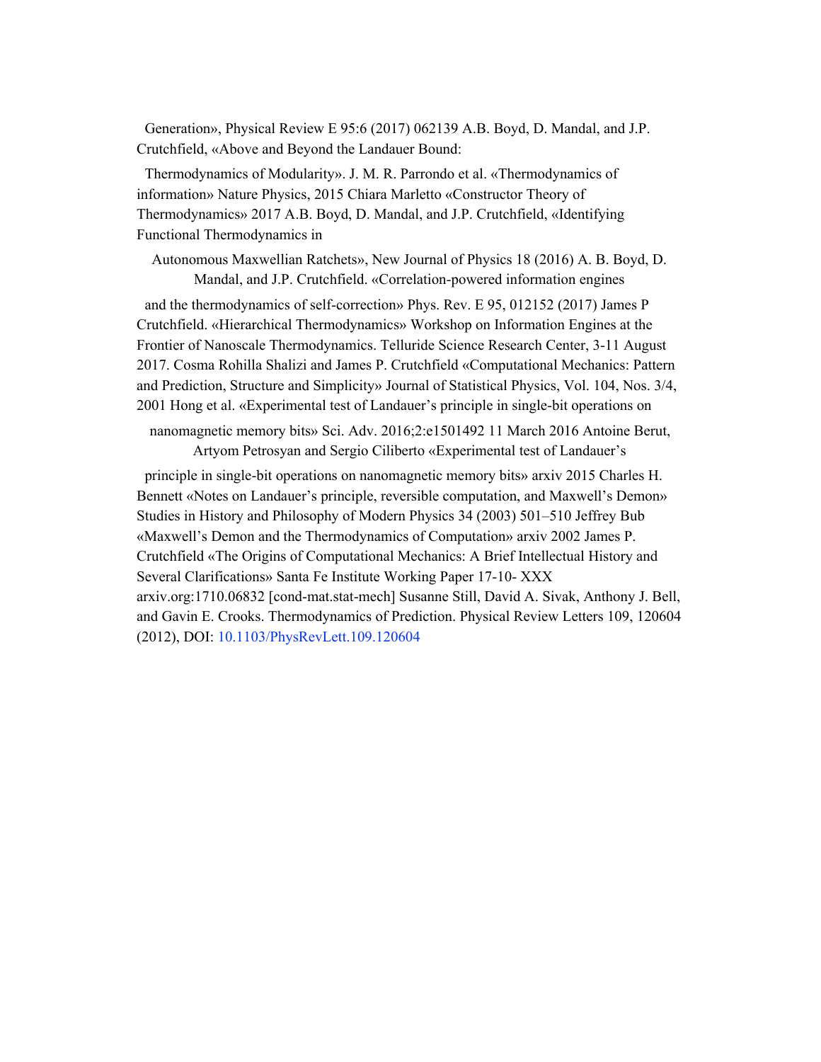Generation», Physical Review E 95:6 (2017) 062139 A.B. Boyd, D. Mandal, and J.P. Crutchfield, «Above and Beyond the Landauer Bound:

Thermodynamics of Modularity». J. M. R. Parrondo et al. «Thermodynamics of information» Nature Physics, 2015 Chiara Marletto «Constructor Theory of Thermodynamics» 2017 A.B. Boyd, D. Mandal, and J.P. Crutchfield, «Identifying Functional Thermodynamics in

Autonomous Maxwellian Ratchets», New Journal of Physics 18 (2016) A. B. Boyd, D. Mandal, and J.P. Crutchfield. «Correlation-powered information engines

and the thermodynamics of self-correction» Phys. Rev. E 95, 012152 (2017) James P Crutchfield. «Hierarchical Thermodynamics» Workshop on Information Engines at the Frontier of Nanoscale Thermodynamics. Telluride Science Research Center, 3-11 August 2017. Cosma Rohilla Shalizi and James P. Crutchfield «Computational Mechanics: Pattern and Prediction, Structure and Simplicity» Journal of Statistical Physics, Vol. 104, Nos. 3/4, 2001 Hong et al. «Experimental test of Landauer's principle in single-bit operations on

nanomagnetic memory bits» Sci. Adv. 2016;2:e1501492 11 March 2016 Antoine Berut, Artyom Petrosyan and Sergio Ciliberto «Experimental test of Landauer's

principle in single-bit operations on nanomagnetic memory bits» arxiv 2015 Charles H. Bennett «Notes on Landauer's principle, reversible computation, and Maxwell's Demon» Studies in History and Philosophy of Modern Physics 34 (2003) 501–510 Jeffrey Bub «Maxwell's Demon and the Thermodynamics of Computation» arxiv 2002 James P. Crutchfield «The Origins of Computational Mechanics: A Brief Intellectual History and Several Clarifications» Santa Fe Institute Working Paper 17-10- XXX arxiv.org:1710.06832 [cond-mat.stat-mech] Susanne Still, David A. Sivak, Anthony J. Bell, and Gavin E. Crooks. Thermodynamics of Prediction. Physical Review Letters 109, 120604 (2012), DOI: 10.1103/PhysRevLett.109.120604